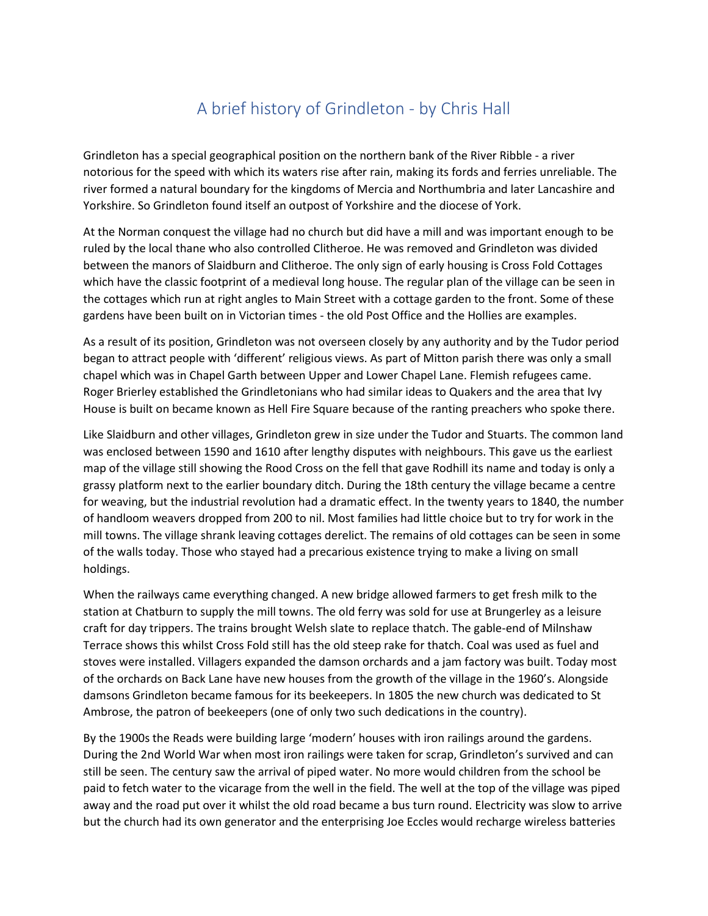# A brief history of Grindleton - by Chris Hall

Grindleton has a special geographical position on the northern bank of the River Ribble - a river notorious for the speed with which its waters rise after rain, making its fords and ferries unreliable. The river formed a natural boundary for the kingdoms of Mercia and Northumbria and later Lancashire and Yorkshire. So Grindleton found itself an outpost of Yorkshire and the diocese of York.

At the Norman conquest the village had no church but did have a mill and was important enough to be ruled by the local thane who also controlled Clitheroe. He was removed and Grindleton was divided between the manors of Slaidburn and Clitheroe. The only sign of early housing is Cross Fold Cottages which have the classic footprint of a medieval long house. The regular plan of the village can be seen in the cottages which run at right angles to Main Street with a cottage garden to the front. Some of these gardens have been built on in Victorian times - the old Post Office and the Hollies are examples.

As a result of its position, Grindleton was not overseen closely by any authority and by the Tudor period began to attract people with 'different' religious views. As part of Mitton parish there was only a small chapel which was in Chapel Garth between Upper and Lower Chapel Lane. Flemish refugees came. Roger Brierley established the Grindletonians who had similar ideas to Quakers and the area that Ivy House is built on became known as Hell Fire Square because of the ranting preachers who spoke there.

Like Slaidburn and other villages, Grindleton grew in size under the Tudor and Stuarts. The common land was enclosed between 1590 and 1610 after lengthy disputes with neighbours. This gave us the earliest map of the village still showing the Rood Cross on the fell that gave Rodhill its name and today is only a grassy platform next to the earlier boundary ditch. During the 18th century the village became a centre for weaving, but the industrial revolution had a dramatic effect. In the twenty years to 1840, the number of handloom weavers dropped from 200 to nil. Most families had little choice but to try for work in the mill towns. The village shrank leaving cottages derelict. The remains of old cottages can be seen in some of the walls today. Those who stayed had a precarious existence trying to make a living on small holdings.

When the railways came everything changed. A new bridge allowed farmers to get fresh milk to the station at Chatburn to supply the mill towns. The old ferry was sold for use at Brungerley as a leisure craft for day trippers. The trains brought Welsh slate to replace thatch. The gable-end of Milnshaw Terrace shows this whilst Cross Fold still has the old steep rake for thatch. Coal was used as fuel and stoves were installed. Villagers expanded the damson orchards and a jam factory was built. Today most of the orchards on Back Lane have new houses from the growth of the village in the 1960's. Alongside damsons Grindleton became famous for its beekeepers. In 1805 the new church was dedicated to St Ambrose, the patron of beekeepers (one of only two such dedications in the country).

By the 1900s the Reads were building large 'modern' houses with iron railings around the gardens. During the 2nd World War when most iron railings were taken for scrap, Grindleton's survived and can still be seen. The century saw the arrival of piped water. No more would children from the school be paid to fetch water to the vicarage from the well in the field. The well at the top of the village was piped away and the road put over it whilst the old road became a bus turn round. Electricity was slow to arrive but the church had its own generator and the enterprising Joe Eccles would recharge wireless batteries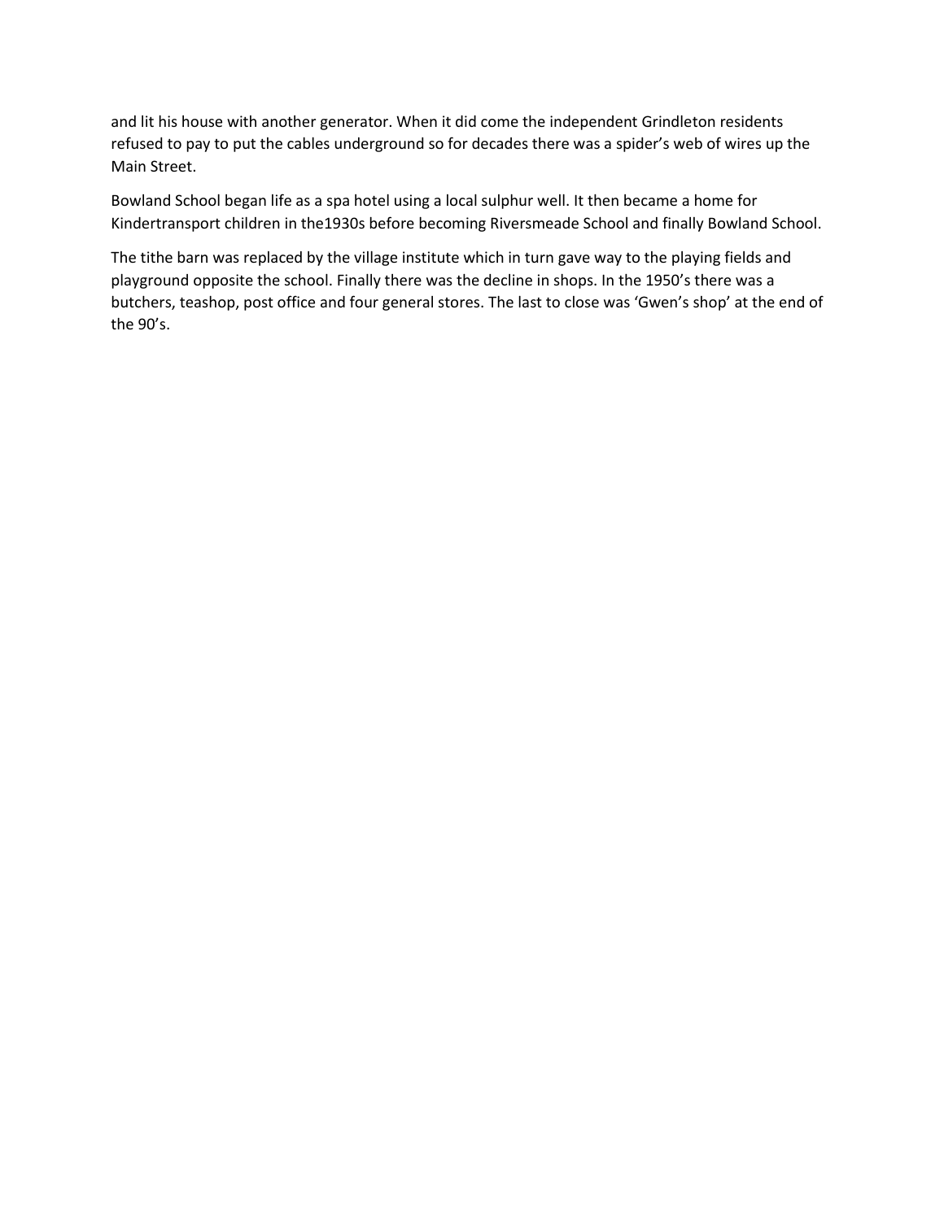and lit his house with another generator. When it did come the independent Grindleton residents refused to pay to put the cables underground so for decades there was a spider's web of wires up the Main Street.

Bowland School began life as a spa hotel using a local sulphur well. It then became a home for Kindertransport children in the1930s before becoming Riversmeade School and finally Bowland School.

The tithe barn was replaced by the village institute which in turn gave way to the playing fields and playground opposite the school. Finally there was the decline in shops. In the 1950's there was a butchers, teashop, post office and four general stores. The last to close was 'Gwen's shop' at the end of the 90's.